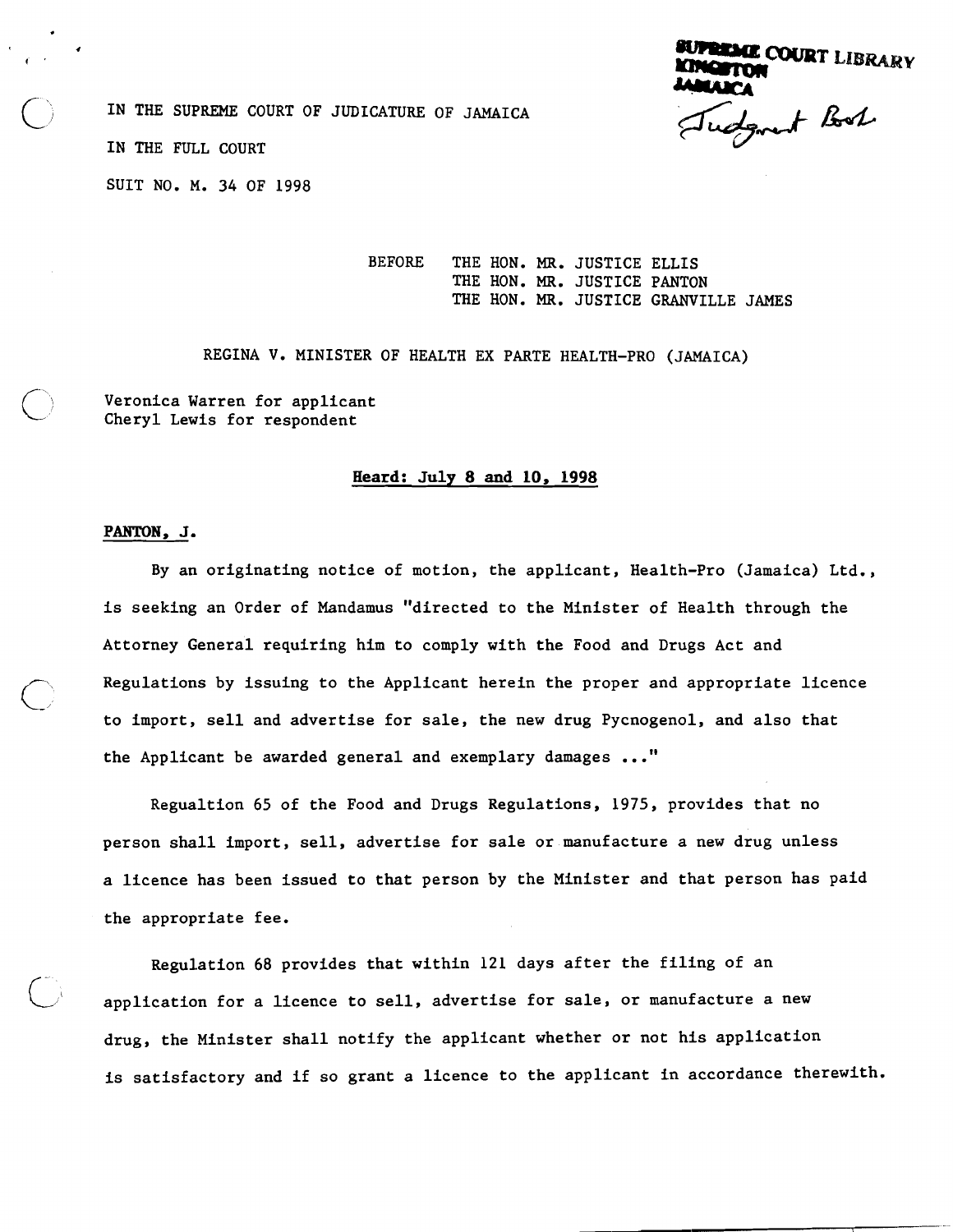SUPREME COURT LIBRARY
KINGSTON
JAMAICA
Judgment Book

IN THE SUPREME COURT OF JUDICATURE OF JAMAICA

IN THE FULL COURT

SUIT NO. M. 34 OF 1998

BEFORE THE HON. MR. JUSTICE ELLIS
THE HON. MR. JUSTICE PANTON
THE HON. MR. JUSTICE GRANVILLE JAMES

REGINA V. MINISTER OF HEALTH EX PARTE HEALTH-PRO (JAMAICA)

Veronica Warren for applicant
Cheryl Lewis for respondent

**Heard: July 8 and 10, 1998**

**PANTON, J.**

By an originating notice of motion, the applicant, Health-Pro (Jamaica) Ltd., is seeking an Order of Mandamus "directed to the Minister of Health through the Attorney General requiring him to comply with the Food and Drugs Act and Regulations by issuing to the Applicant herein the proper and appropriate licence to import, sell and advertise for sale, the new drug Pycnogenol, and also that the Applicant be awarded general and exemplary damages ..."

Regualtion 65 of the Food and Drugs Regulations, 1975, provides that no person shall import, sell, advertise for sale or manufacture a new drug unless a licence has been issued to that person by the Minister and that person has paid the appropriate fee.

Regulation 68 provides that within 121 days after the filing of an application for a licence to sell, advertise for sale, or manufacture a new drug, the Minister shall notify the applicant whether or not his application is satisfactory and if so grant a licence to the applicant in accordance therewith.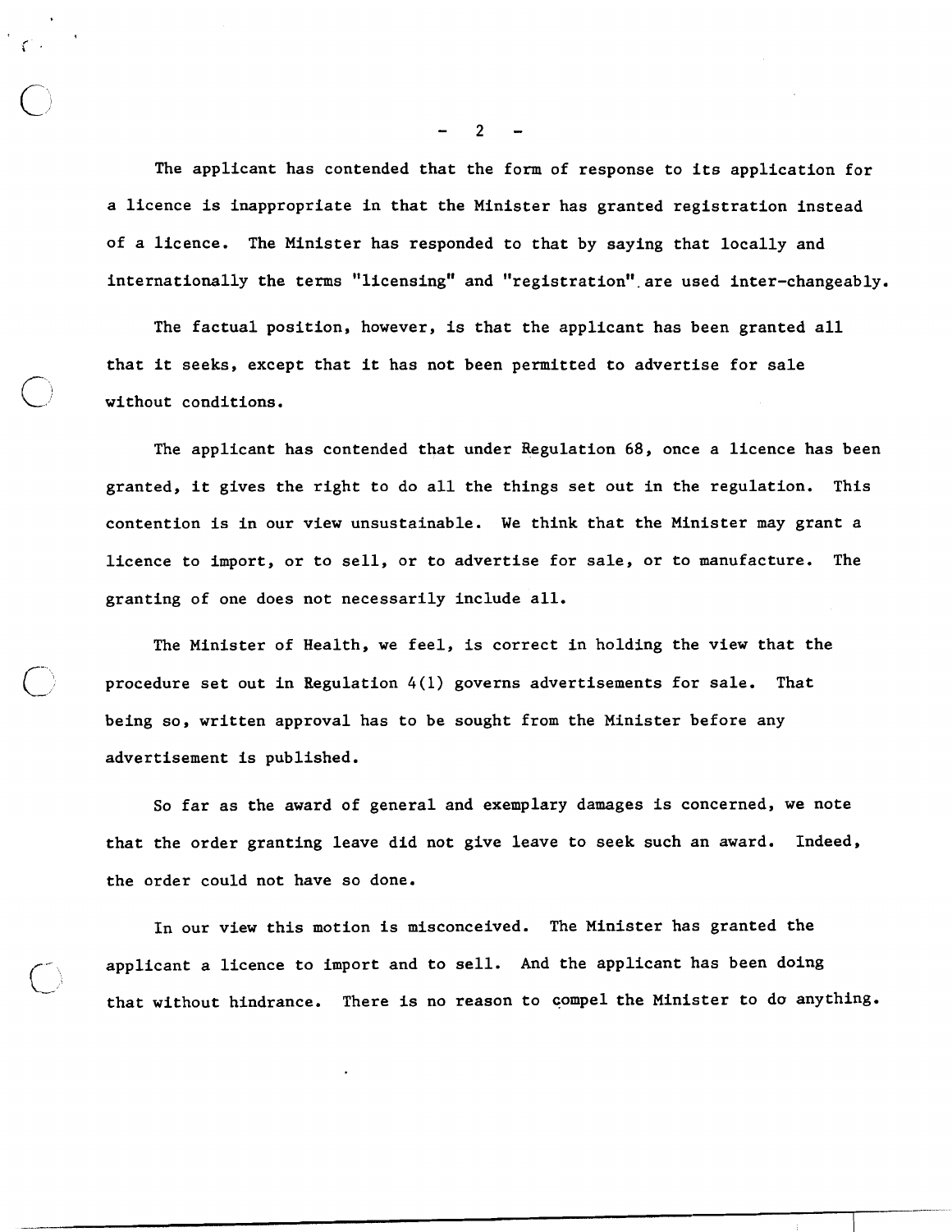The applicant has contended that the form of response to its application for a licence is inappropriate in that the Minister has granted registration instead of a licence. The Minister has responded to that by saying that locally and internationally the terms "licensing" and "registration" are used inter-changeably.

The factual position, however, is that the applicant has been granted all that it seeks, except that it has not been permitted to advertise for sale without conditions.

The applicant has contended that under Regulation 68, once a licence has been granted, it gives the right to do all the things set out in the regulation. This contention is in our view unsustainable. We think that the Minister may grant a licence to import, or to sell, or to advertise for sale, or to manufacture. The granting of one does not necessarily include all.

The Minister of Health, we feel, is correct in holding the view that the procedure set out in Regulation 4(1) governs advertisements for sale. That being so, written approval has to be sought from the Minister before any advertisement is published.

So far as the award of general and exemplary damages is concerned, we note that the order granting leave did not give leave to seek such an award. Indeed, the order could not have so done.

In our view this motion is misconceived. The Minister has granted the applicant a licence to import and to sell. And the applicant has been doing that without hindrance. There is no reason to compel the Minister to do anything.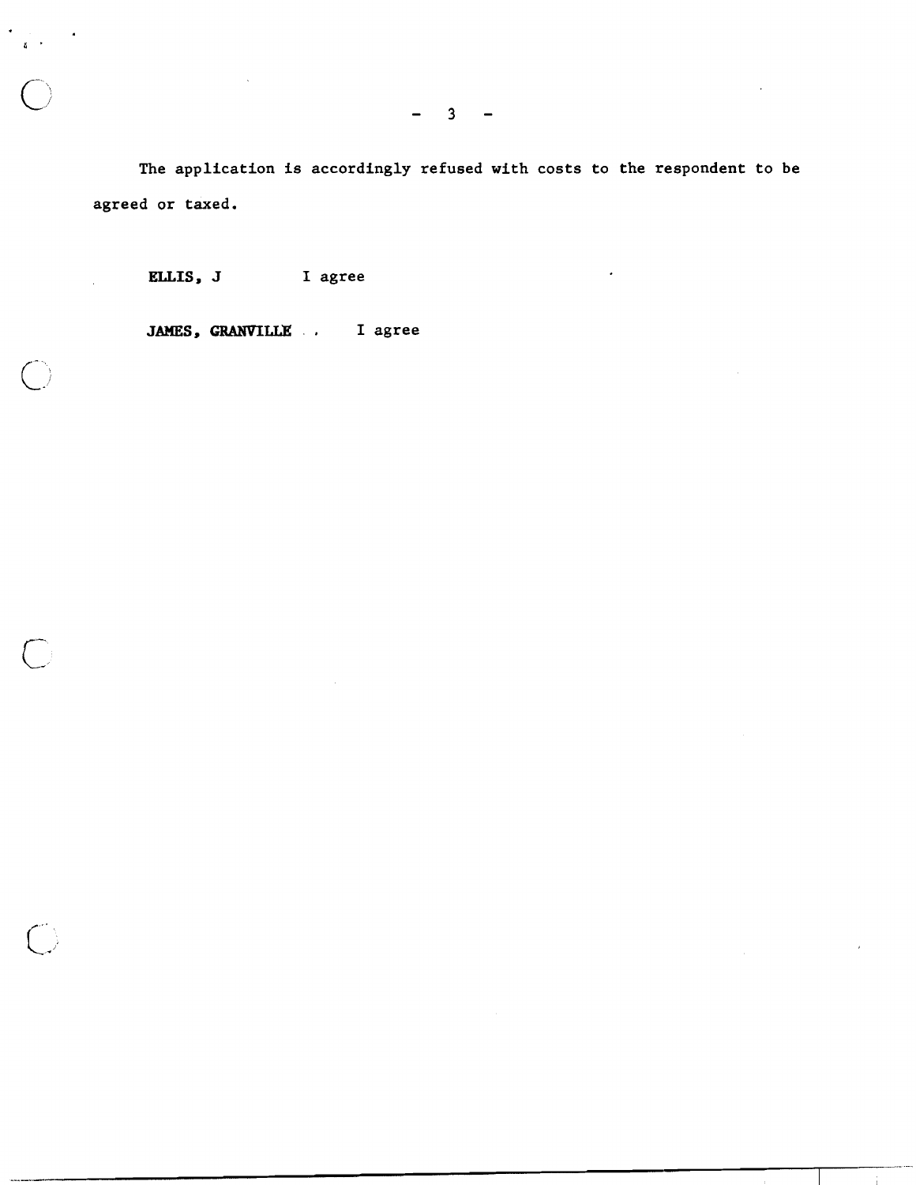The application is accordingly refused with costs to the respondent to be agreed or taxed.

**ELLIS, J** I agree

**JAMES, GRANVILLE** . . I agree